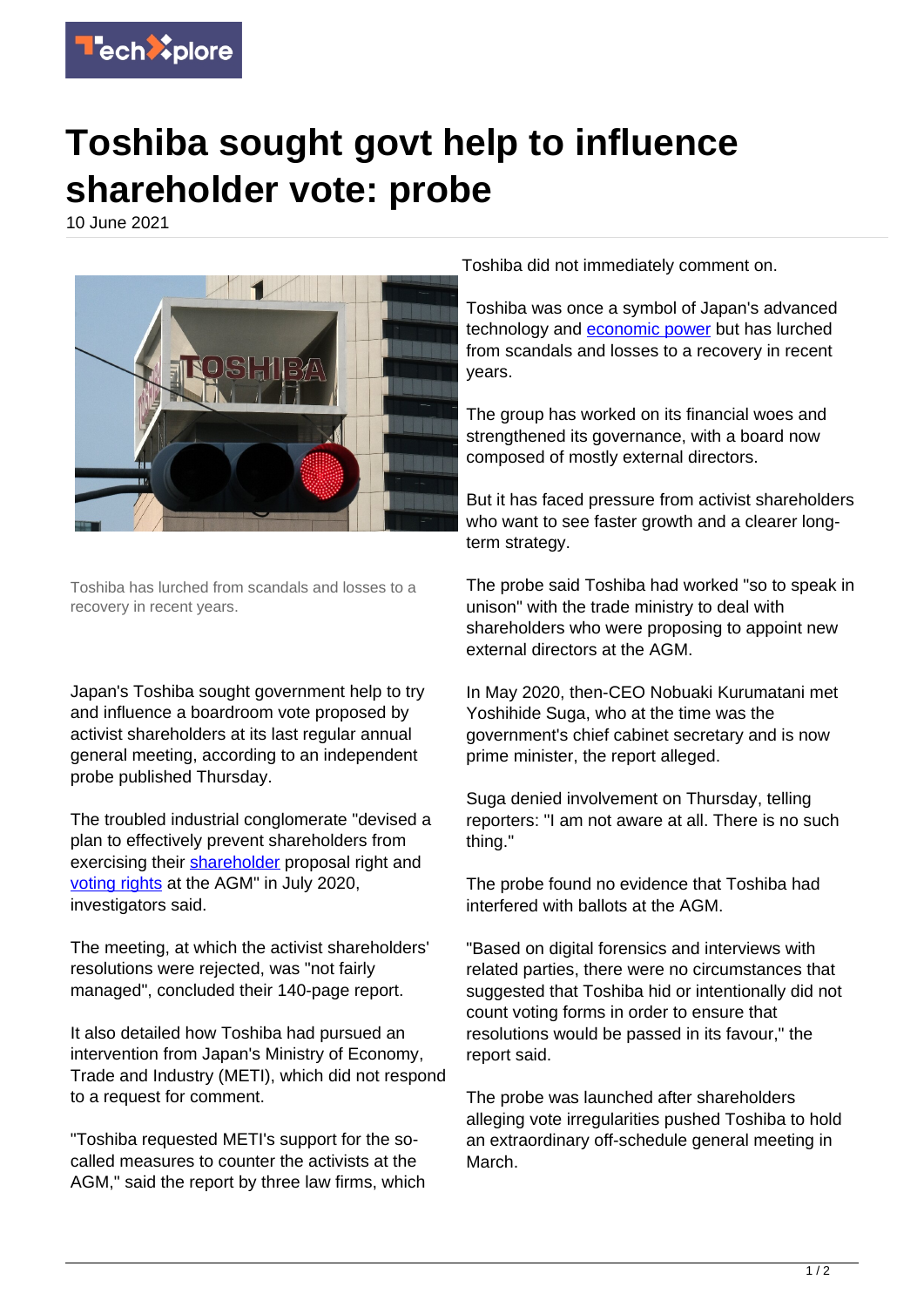# Toshiba sought govt help to influence shareholder vote: probe

10 June 2021

Toshiba has lurched from scandals and losses to a recovery in recent years.

Japan's Toshiba sought government help to try and influence a boardroom vote proposed by activist shareholders at its last regular annual general meeting, according to an independent probe published Thursday.

The troubled industrial conglomerate "devised a plan to effectively prevent shareholders from exercising their shareholder proposal right and voting rights at the AGM" in July 2020, investigators said.

The meeting, at which the activist shareholders' resolutions were rejected, was "not fairly managed", concluded their 140-page report.

It also detailed how Toshiba had pursued an intervention from Japan's Ministry of Economy, Trade and Industry (METI), which did not respond to a request for comment.

"Toshiba requested METI's support for the so-called measures to counter the activists at the AGM," said the report by three law firms, which Toshiba did not immediately comment on.

Toshiba was once a symbol of Japan's advanced technology and economic power but has lurched from scandals and losses to a recovery in recent years.

The group has worked on its financial woes and strengthened its governance, with a board now composed of mostly external directors.

But it has faced pressure from activist shareholders who want to see faster growth and a clearer long-term strategy.

The probe said Toshiba had worked "so to speak in unison" with the trade ministry to deal with shareholders who were proposing to appoint new external directors at the AGM.

In May 2020, then-CEO Nobuaki Kurumatani met Yoshihide Suga, who at the time was the government's chief cabinet secretary and is now prime minister, the report alleged.

Suga denied involvement on Thursday, telling reporters: "I am not aware at all. There is no such thing."

The probe found no evidence that Toshiba had interfered with ballots at the AGM.

"Based on digital forensics and interviews with related parties, there were no circumstances that suggested that Toshiba hid or intentionally did not count voting forms in order to ensure that resolutions would be passed in its favour," the report said.

The probe was launched after shareholders alleging vote irregularities pushed Toshiba to hold an extraordinary off-schedule general meeting in March.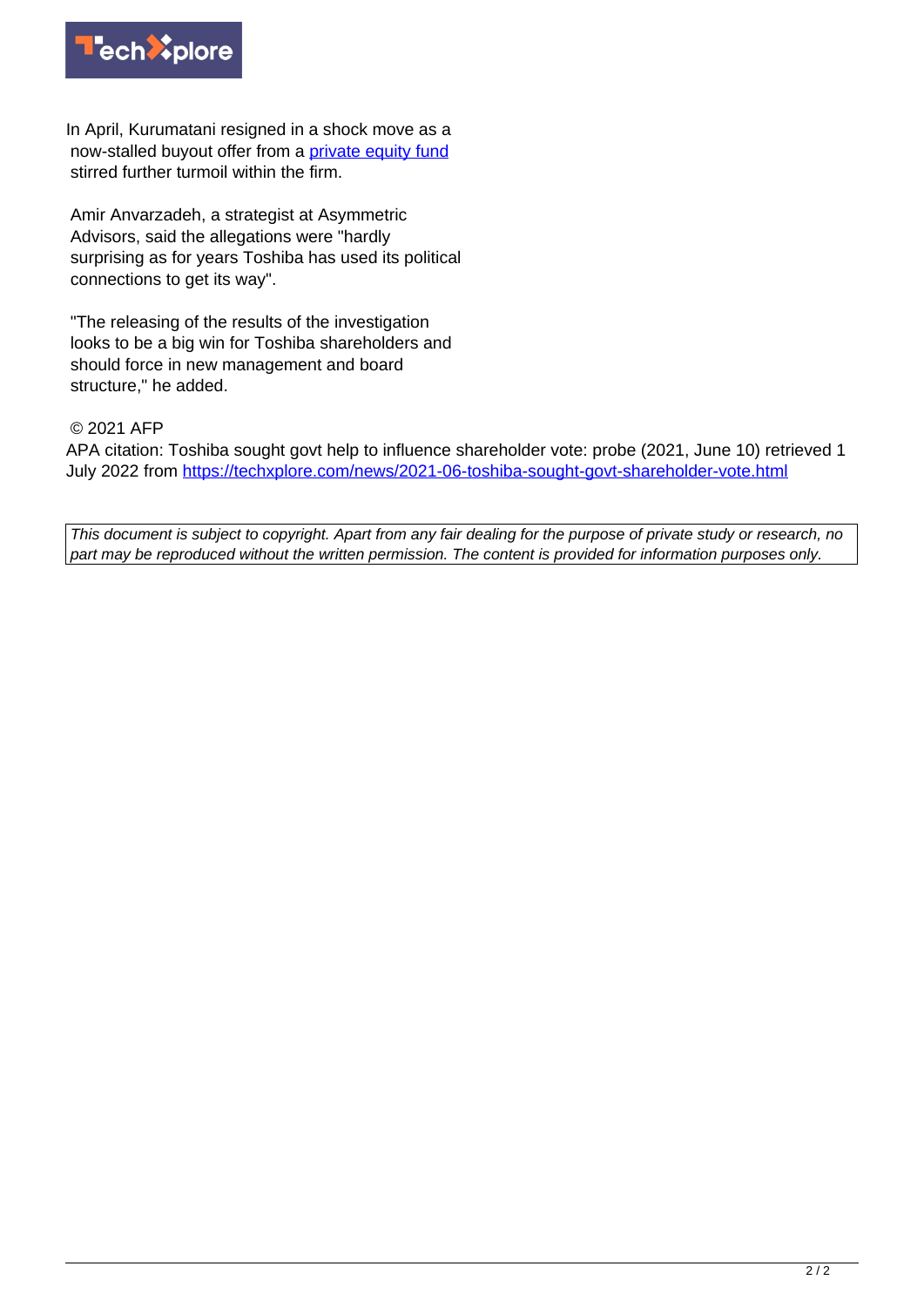In April, Kurumatani resigned in a shock move as a now-stalled buyout offer from a [private equity fund](https://techxplore.com/tags/private+equity+fund/) stirred further turmoil within the firm.

Amir Anvarzadeh, a strategist at Asymmetric Advisors, said the allegations were "hardly surprising as for years Toshiba has used its political connections to get its way".

"The releasing of the results of the investigation looks to be a big win for Toshiba shareholders and should force in new management and board structure," he added.

© 2021 AFP

APA citation: Toshiba sought govt help to influence shareholder vote: probe (2021, June 10) retrieved 1 July 2022 from https://techxplore.com/news/2021-06-toshiba-sought-govt-shareholder-vote.html

*This document is subject to copyright. Apart from any fair dealing for the purpose of private study or research, no part may be reproduced without the written permission. The content is provided for information purposes only.*